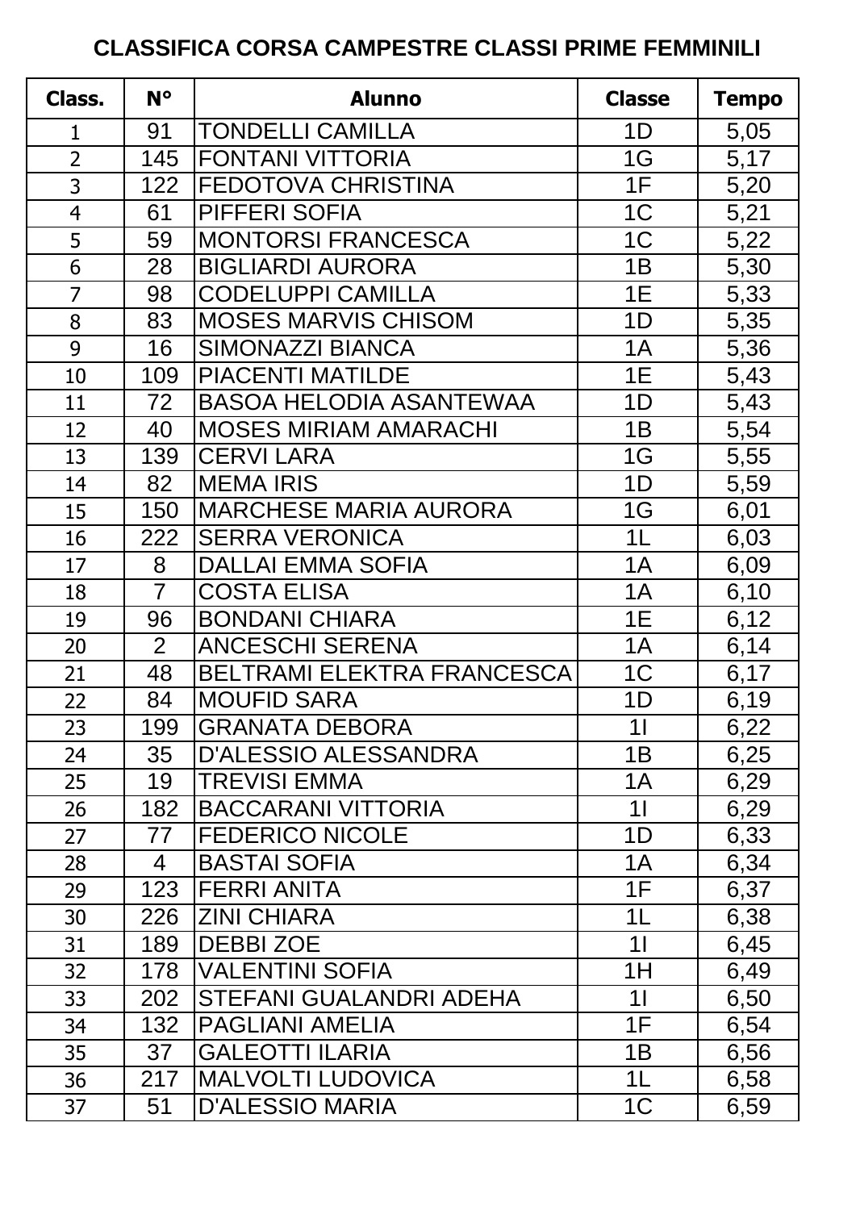# CLASSIFICA CORSA CAMPESTRE CLASSI PRIME FEMMINILI

| Class. | N° | Alunno | Classe | Tempo |
|---|---|---|---|---|
| 1 | 91 | TONDELLI CAMILLA | 1D | 5,05 |
| 2 | 145 | FONTANI VITTORIA | 1G | 5,17 |
| 3 | 122 | FEDOTOVA CHRISTINA | 1F | 5,20 |
| 4 | 61 | PIFFERI SOFIA | 1C | 5,21 |
| 5 | 59 | MONTORSI FRANCESCA | 1C | 5,22 |
| 6 | 28 | BIGLIARDI AURORA | 1B | 5,30 |
| 7 | 98 | CODELUPPI CAMILLA | 1E | 5,33 |
| 8 | 83 | MOSES MARVIS CHISOM | 1D | 5,35 |
| 9 | 16 | SIMONAZZI BIANCA | 1A | 5,36 |
| 10 | 109 | PIACENTI MATILDE | 1E | 5,43 |
| 11 | 72 | BASOA HELODIA ASANTEWAA | 1D | 5,43 |
| 12 | 40 | MOSES MIRIAM AMARACHI | 1B | 5,54 |
| 13 | 139 | CERVI LARA | 1G | 5,55 |
| 14 | 82 | MEMA IRIS | 1D | 5,59 |
| 15 | 150 | MARCHESE MARIA AURORA | 1G | 6,01 |
| 16 | 222 | SERRA VERONICA | 1L | 6,03 |
| 17 | 8 | DALLAI EMMA SOFIA | 1A | 6,09 |
| 18 | 7 | COSTA ELISA | 1A | 6,10 |
| 19 | 96 | BONDANI CHIARA | 1E | 6,12 |
| 20 | 2 | ANCESCHI SERENA | 1A | 6,14 |
| 21 | 48 | BELTRAMI ELEKTRA FRANCESCA | 1C | 6,17 |
| 22 | 84 | MOUFID SARA | 1D | 6,19 |
| 23 | 199 | GRANATA DEBORA | 1I | 6,22 |
| 24 | 35 | D'ALESSIO ALESSANDRA | 1B | 6,25 |
| 25 | 19 | TREVISI EMMA | 1A | 6,29 |
| 26 | 182 | BACCARANI VITTORIA | 1I | 6,29 |
| 27 | 77 | FEDERICO NICOLE | 1D | 6,33 |
| 28 | 4 | BASTAI SOFIA | 1A | 6,34 |
| 29 | 123 | FERRI ANITA | 1F | 6,37 |
| 30 | 226 | ZINI CHIARA | 1L | 6,38 |
| 31 | 189 | DEBBI ZOE | 1I | 6,45 |
| 32 | 178 | VALENTINI SOFIA | 1H | 6,49 |
| 33 | 202 | STEFANI GUALANDRI ADEHA | 1I | 6,50 |
| 34 | 132 | PAGLIANI AMELIA | 1F | 6,54 |
| 35 | 37 | GALEOTTI ILARIA | 1B | 6,56 |
| 36 | 217 | MALVOLTI LUDOVICA | 1L | 6,58 |
| 37 | 51 | D'ALESSIO MARIA | 1C | 6,59 |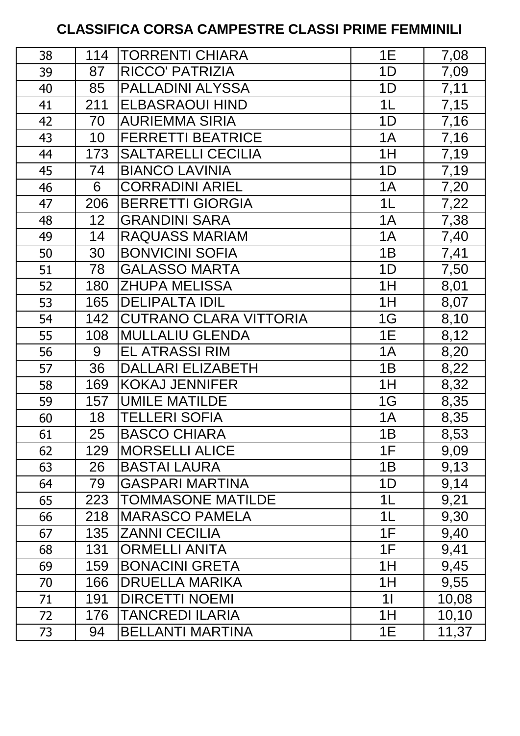**CLASSIFICA CORSA CAMPESTRE CLASSI PRIME FEMMINILI**

| | | | | |
|---|---|---|---|---|
| 38 | 114 | TORRENTI CHIARA | 1E | 7,08 |
| 39 | 87 | RICCO' PATRIZIA | 1D | 7,09 |
| 40 | 85 | PALLADINI ALYSSA | 1D | 7,11 |
| 41 | 211 | ELBASRAOUI HIND | 1L | 7,15 |
| 42 | 70 | AURIEMMA SIRIA | 1D | 7,16 |
| 43 | 10 | FERRETTI BEATRICE | 1A | 7,16 |
| 44 | 173 | SALTARELLI CECILIA | 1H | 7,19 |
| 45 | 74 | BIANCO LAVINIA | 1D | 7,19 |
| 46 | 6 | CORRADINI ARIEL | 1A | 7,20 |
| 47 | 206 | BERRETTI GIORGIA | 1L | 7,22 |
| 48 | 12 | GRANDINI SARA | 1A | 7,38 |
| 49 | 14 | RAQUASS MARIAM | 1A | 7,40 |
| 50 | 30 | BONVICINI SOFIA | 1B | 7,41 |
| 51 | 78 | GALASSO MARTA | 1D | 7,50 |
| 52 | 180 | ZHUPA MELISSA | 1H | 8,01 |
| 53 | 165 | DELIPALTA IDIL | 1H | 8,07 |
| 54 | 142 | CUTRANO CLARA VITTORIA | 1G | 8,10 |
| 55 | 108 | MULLALIU GLENDA | 1E | 8,12 |
| 56 | 9 | EL ATRASSI RIM | 1A | 8,20 |
| 57 | 36 | DALLARI ELIZABETH | 1B | 8,22 |
| 58 | 169 | KOKAJ JENNIFER | 1H | 8,32 |
| 59 | 157 | UMILE MATILDE | 1G | 8,35 |
| 60 | 18 | TELLERI SOFIA | 1A | 8,35 |
| 61 | 25 | BASCO CHIARA | 1B | 8,53 |
| 62 | 129 | MORSELLI ALICE | 1F | 9,09 |
| 63 | 26 | BASTAI LAURA | 1B | 9,13 |
| 64 | 79 | GASPARI MARTINA | 1D | 9,14 |
| 65 | 223 | TOMMASONE MATILDE | 1L | 9,21 |
| 66 | 218 | MARASCO PAMELA | 1L | 9,30 |
| 67 | 135 | ZANNI CECILIA | 1F | 9,40 |
| 68 | 131 | ORMELLI ANITA | 1F | 9,41 |
| 69 | 159 | BONACINI GRETA | 1H | 9,45 |
| 70 | 166 | DRUELLA MARIKA | 1H | 9,55 |
| 71 | 191 | DIRCETTI NOEMI | 1I | 10,08 |
| 72 | 176 | TANCREDI ILARIA | 1H | 10,10 |
| 73 | 94 | BELLANTI MARTINA | 1E | 11,37 |